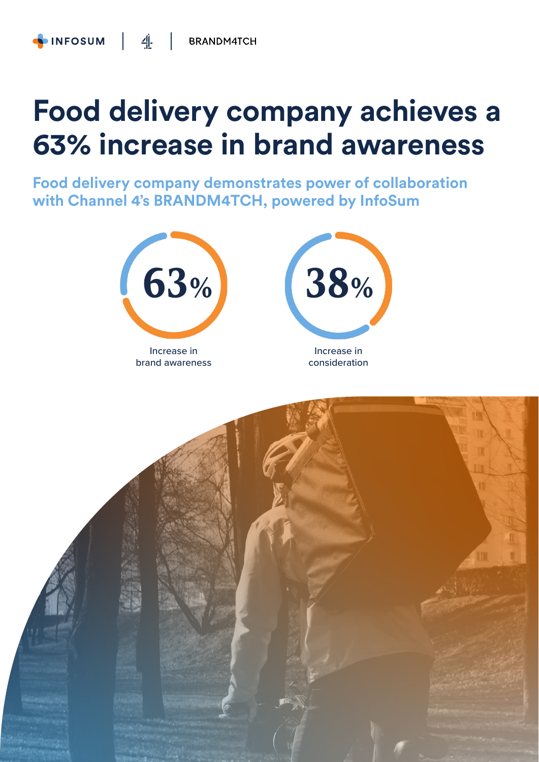INFOSUM | 4 | BRANDM4TCH

# Food delivery company achieves a 63% increase in brand awareness

## Food delivery company demonstrates power of collaboration with Channel 4's BRANDM4TCH, powered by InfoSum

**63%**

Increase in brand awareness

**38%**

Increase in consideration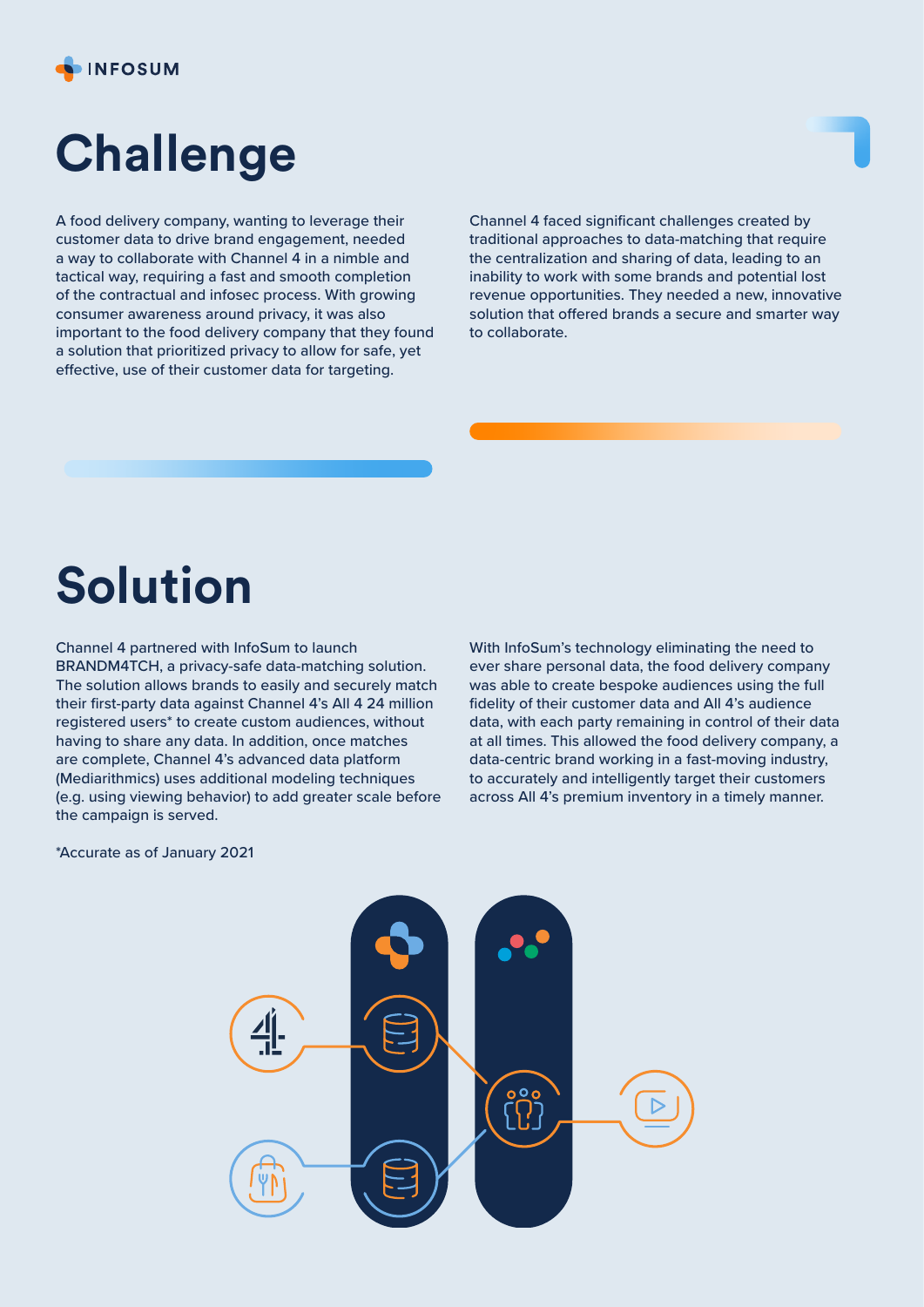# Challenge

A food delivery company, wanting to leverage their customer data to drive brand engagement, needed a way to collaborate with Channel 4 in a nimble and tactical way, requiring a fast and smooth completion of the contractual and infosec process. With growing consumer awareness around privacy, it was also important to the food delivery company that they found a solution that prioritized privacy to allow for safe, yet effective, use of their customer data for targeting.

Channel 4 faced significant challenges created by traditional approaches to data-matching that require the centralization and sharing of data, leading to an inability to work with some brands and potential lost revenue opportunities. They needed a new, innovative solution that offered brands a secure and smarter way to collaborate.

# Solution

Channel 4 partnered with InfoSum to launch BRANDM4TCH, a privacy-safe data-matching solution. The solution allows brands to easily and securely match their first-party data against Channel 4's All 4 24 million registered users* to create custom audiences, without having to share any data. In addition, once matches are complete, Channel 4's advanced data platform (Mediarithmics) uses additional modeling techniques (e.g. using viewing behavior) to add greater scale before the campaign is served.

*Accurate as of January 2021

With InfoSum's technology eliminating the need to ever share personal data, the food delivery company was able to create bespoke audiences using the full fidelity of their customer data and All 4's audience data, with each party remaining in control of their data at all times. This allowed the food delivery company, a data-centric brand working in a fast-moving industry, to accurately and intelligently target their customers across All 4's premium inventory in a timely manner.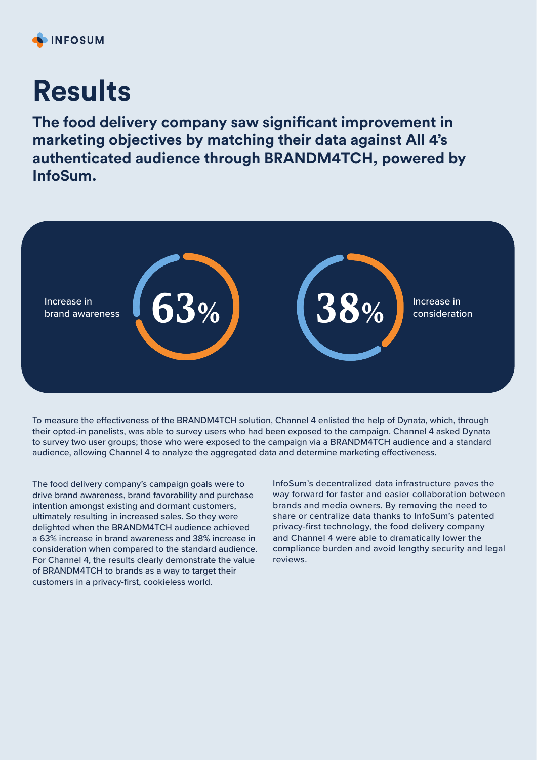# Results

**The food delivery company saw significant improvement in marketing objectives by matching their data against All 4's authenticated audience through BRANDM4TCH, powered by InfoSum.**

Increase in brand awareness **63%**

**38%** Increase in consideration

To measure the effectiveness of the BRANDM4TCH solution, Channel 4 enlisted the help of Dynata, which, through their opted-in panelists, was able to survey users who had been exposed to the campaign. Channel 4 asked Dynata to survey two user groups; those who were exposed to the campaign via a BRANDM4TCH audience and a standard audience, allowing Channel 4 to analyze the aggregated data and determine marketing effectiveness.

The food delivery company's campaign goals were to drive brand awareness, brand favorability and purchase intention amongst existing and dormant customers, ultimately resulting in increased sales. So they were delighted when the BRANDM4TCH audience achieved a 63% increase in brand awareness and 38% increase in consideration when compared to the standard audience. For Channel 4, the results clearly demonstrate the value of BRANDM4TCH to brands as a way to target their customers in a privacy-first, cookieless world.

InfoSum's decentralized data infrastructure paves the way forward for faster and easier collaboration between brands and media owners. By removing the need to share or centralize data thanks to InfoSum's patented privacy-first technology, the food delivery company and Channel 4 were able to dramatically lower the compliance burden and avoid lengthy security and legal reviews.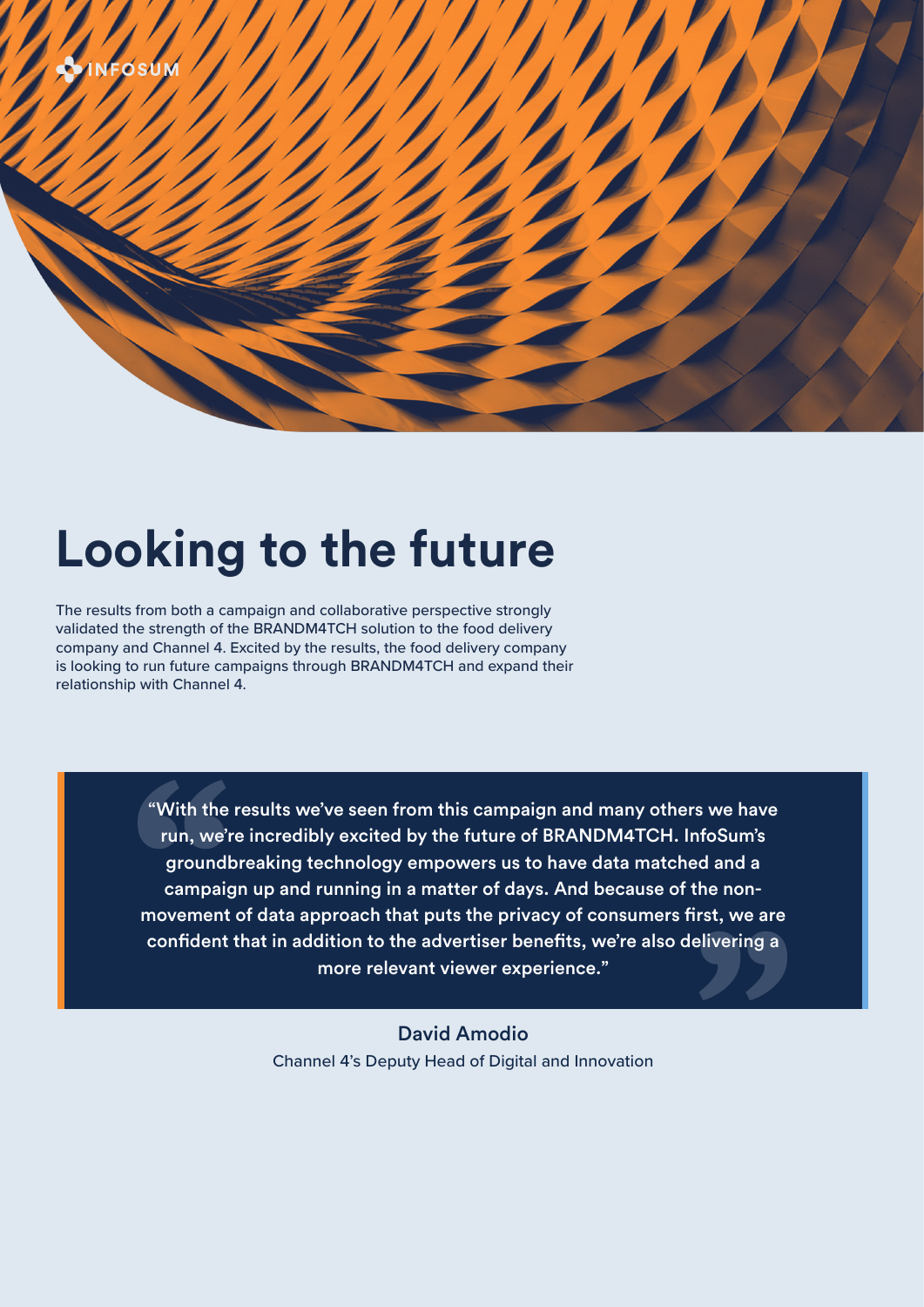# Looking to the future

The results from both a campaign and collaborative perspective strongly validated the strength of the BRANDM4TCH solution to the food delivery company and Channel 4. Excited by the results, the food delivery company is looking to run future campaigns through BRANDM4TCH and expand their relationship with Channel 4.

> **"With the results we've seen from this campaign and many others we have run, we're incredibly excited by the future of BRANDM4TCH. InfoSum's groundbreaking technology empowers us to have data matched and a campaign up and running in a matter of days. And because of the non-movement of data approach that puts the privacy of consumers first, we are confident that in addition to the advertiser benefits, we're also delivering a more relevant viewer experience."**

**David Amodio**
Channel 4's Deputy Head of Digital and Innovation